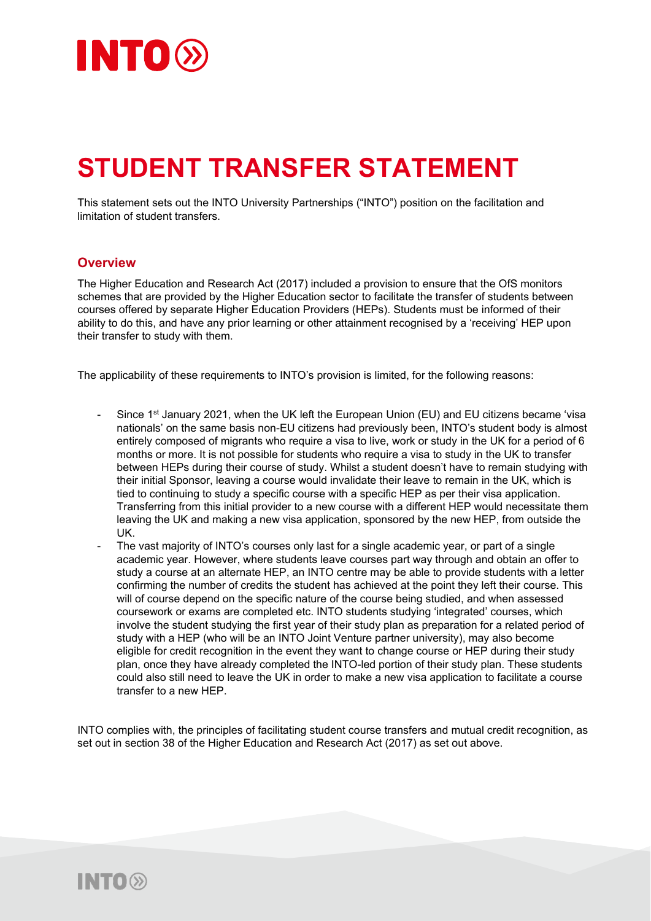# STUDENT TRANSFER STATEMENT

This statement sets out the INTO University Partnerships ("INTO") position on the facilitation and limitation of student transfers.

## Overview

The Higher Education and Research Act (2017) included a provision to ensure that the OfS monitors schemes that are provided by the Higher Education sector to facilitate the transfer of students between courses offered by separate Higher Education Providers (HEPs). Students must be informed of their ability to do this, and have any prior learning or other attainment recognised by a 'receiving' HEP upon their transfer to study with them.

The applicability of these requirements to INTO's provision is limited, for the following reasons:

- Since 1st January 2021, when the UK left the European Union (EU) and EU citizens became 'visa nationals' on the same basis non-EU citizens had previously been, INTO's student body is almost entirely composed of migrants who require a visa to live, work or study in the UK for a period of 6 months or more. It is not possible for students who require a visa to study in the UK to transfer between HEPs during their course of study. Whilst a student doesn't have to remain studying with their initial Sponsor, leaving a course would invalidate their leave to remain in the UK, which is tied to continuing to study a specific course with a specific HEP as per their visa application. Transferring from this initial provider to a new course with a different HEP would necessitate them leaving the UK and making a new visa application, sponsored by the new HEP, from outside the UK.
- The vast majority of INTO's courses only last for a single academic year, or part of a single academic year. However, where students leave courses part way through and obtain an offer to study a course at an alternate HEP, an INTO centre may be able to provide students with a letter confirming the number of credits the student has achieved at the point they left their course. This will of course depend on the specific nature of the course being studied, and when assessed coursework or exams are completed etc. INTO students studying 'integrated' courses, which involve the student studying the first year of their study plan as preparation for a related period of study with a HEP (who will be an INTO Joint Venture partner university), may also become eligible for credit recognition in the event they want to change course or HEP during their study plan, once they have already completed the INTO-led portion of their study plan. These students could also still need to leave the UK in order to make a new visa application to facilitate a course transfer to a new HEP.

INTO complies with, the principles of facilitating student course transfers and mutual credit recognition, as set out in section 38 of the Higher Education and Research Act (2017) as set out above.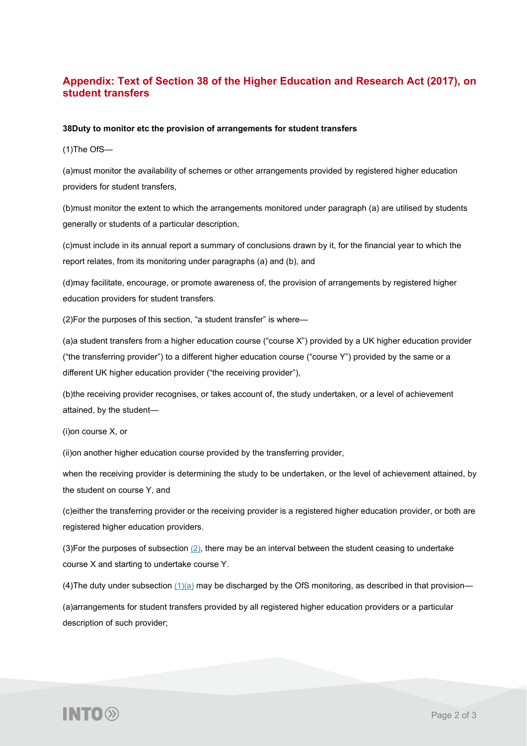## Appendix: Text of Section 38 of the Higher Education and Research Act (2017), on student transfers

**38Duty to monitor etc the provision of arrangements for student transfers**

(1)The OfS—

(a)must monitor the availability of schemes or other arrangements provided by registered higher education providers for student transfers,

(b)must monitor the extent to which the arrangements monitored under paragraph (a) are utilised by students generally or students of a particular description,

(c)must include in its annual report a summary of conclusions drawn by it, for the financial year to which the report relates, from its monitoring under paragraphs (a) and (b), and

(d)may facilitate, encourage, or promote awareness of, the provision of arrangements by registered higher education providers for student transfers.

(2)For the purposes of this section, "a student transfer" is where—

(a)a student transfers from a higher education course ("course X") provided by a UK higher education provider ("the transferring provider") to a different higher education course ("course Y") provided by the same or a different UK higher education provider ("the receiving provider"),

(b)the receiving provider recognises, or takes account of, the study undertaken, or a level of achievement attained, by the student—

(i)on course X, or

(ii)on another higher education course provided by the transferring provider,

when the receiving provider is determining the study to be undertaken, or the level of achievement attained, by the student on course Y, and

(c)either the transferring provider or the receiving provider is a registered higher education provider, or both are registered higher education providers.

(3)For the purposes of subsection (2), there may be an interval between the student ceasing to undertake course X and starting to undertake course Y.

(4)The duty under subsection (1)(a) may be discharged by the OfS monitoring, as described in that provision—

(a)arrangements for student transfers provided by all registered higher education providers or a particular description of such provider;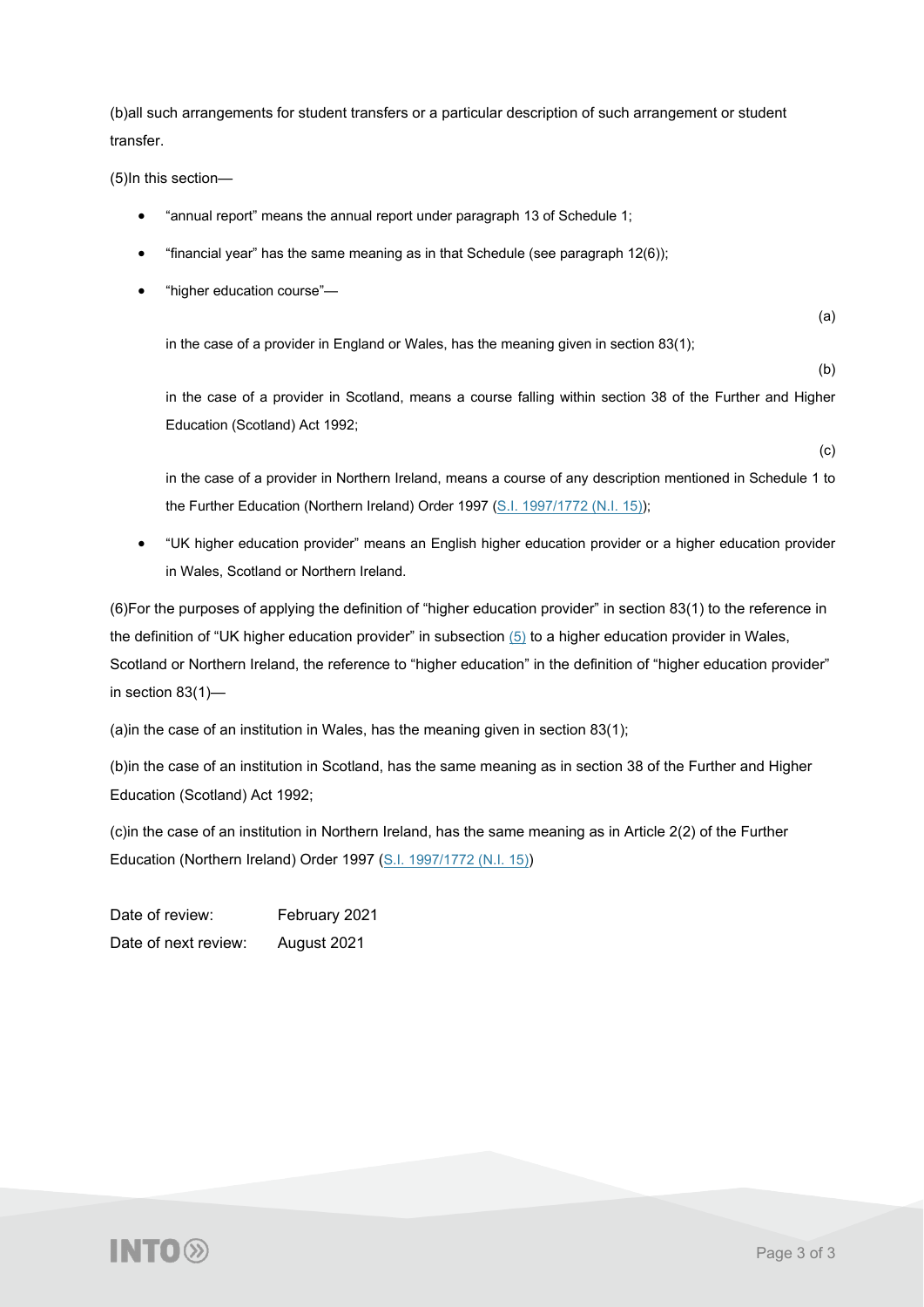(b)all such arrangements for student transfers or a particular description of such arrangement or student transfer.

(5)In this section—

- “annual report” means the annual report under paragraph 13 of Schedule 1;
- “financial year” has the same meaning as in that Schedule (see paragraph 12(6));
- “higher education course”—

  (a)

  in the case of a provider in England or Wales, has the meaning given in section 83(1);

  (b)

  in the case of a provider in Scotland, means a course falling within section 38 of the Further and Higher Education (Scotland) Act 1992;

  (c)

  in the case of a provider in Northern Ireland, means a course of any description mentioned in Schedule 1 to the Further Education (Northern Ireland) Order 1997 (S.I. 1997/1772 (N.I. 15));
- “UK higher education provider” means an English higher education provider or a higher education provider in Wales, Scotland or Northern Ireland.

(6)For the purposes of applying the definition of “higher education provider” in section 83(1) to the reference in the definition of “UK higher education provider” in subsection (5) to a higher education provider in Wales, Scotland or Northern Ireland, the reference to “higher education” in the definition of “higher education provider” in section 83(1)—

(a)in the case of an institution in Wales, has the meaning given in section 83(1);

(b)in the case of an institution in Scotland, has the same meaning as in section 38 of the Further and Higher Education (Scotland) Act 1992;

(c)in the case of an institution in Northern Ireland, has the same meaning as in Article 2(2) of the Further Education (Northern Ireland) Order 1997 (S.I. 1997/1772 (N.I. 15))

Date of review: February 2021

Date of next review: August 2021